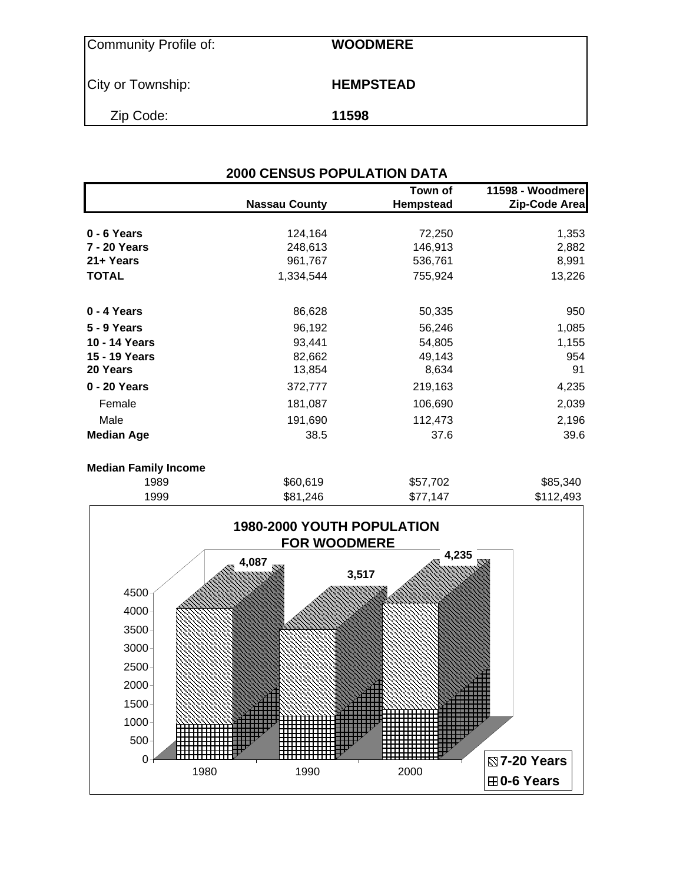| Community Profile of: | WOODMERE |
|---|---|
| City or Township: | HEMPSTEAD |
| Zip Code: | 11598 |

## 2000 CENSUS POPULATION DATA

| | Nassau County | Town of Hempstead | 11598 - Woodmere Zip-Code Area |
|---|---|---|---|
| **0 - 6 Years** | 124,164 | 72,250 | 1,353 |
| **7 - 20 Years** | 248,613 | 146,913 | 2,882 |
| **21+ Years** | 961,767 | 536,761 | 8,991 |
| **TOTAL** | 1,334,544 | 755,924 | 13,226 |
| **0 - 4 Years** | 86,628 | 50,335 | 950 |
| **5 - 9 Years** | 96,192 | 56,246 | 1,085 |
| **10 - 14 Years** | 93,441 | 54,805 | 1,155 |
| **15 - 19 Years** | 82,662 | 49,143 | 954 |
| **20 Years** | 13,854 | 8,634 | 91 |
| **0 - 20 Years** | 372,777 | 219,163 | 4,235 |
| Female | 181,087 | 106,690 | 2,039 |
| Male | 191,690 | 112,473 | 2,196 |
| **Median Age** | 38.5 | 37.6 | 39.6 |

**Median Family Income**

| | Nassau County | Town of Hempstead | 11598 - Woodmere Zip-Code Area |
|---|---|---|---|
| 1989 | $60,619 | $57,702 | $85,340 |
| 1999 | $81,246 | $77,147 | $112,493 |

**1980-2000 YOUTH POPULATION FOR WOODMERE**

| Year | Total (0-20 Years) |
|---|---|
| 1980 | 4,087 |
| 1990 | 3,517 |
| 2000 | 4,235 |

Legend: 7-20 Years; 0-6 Years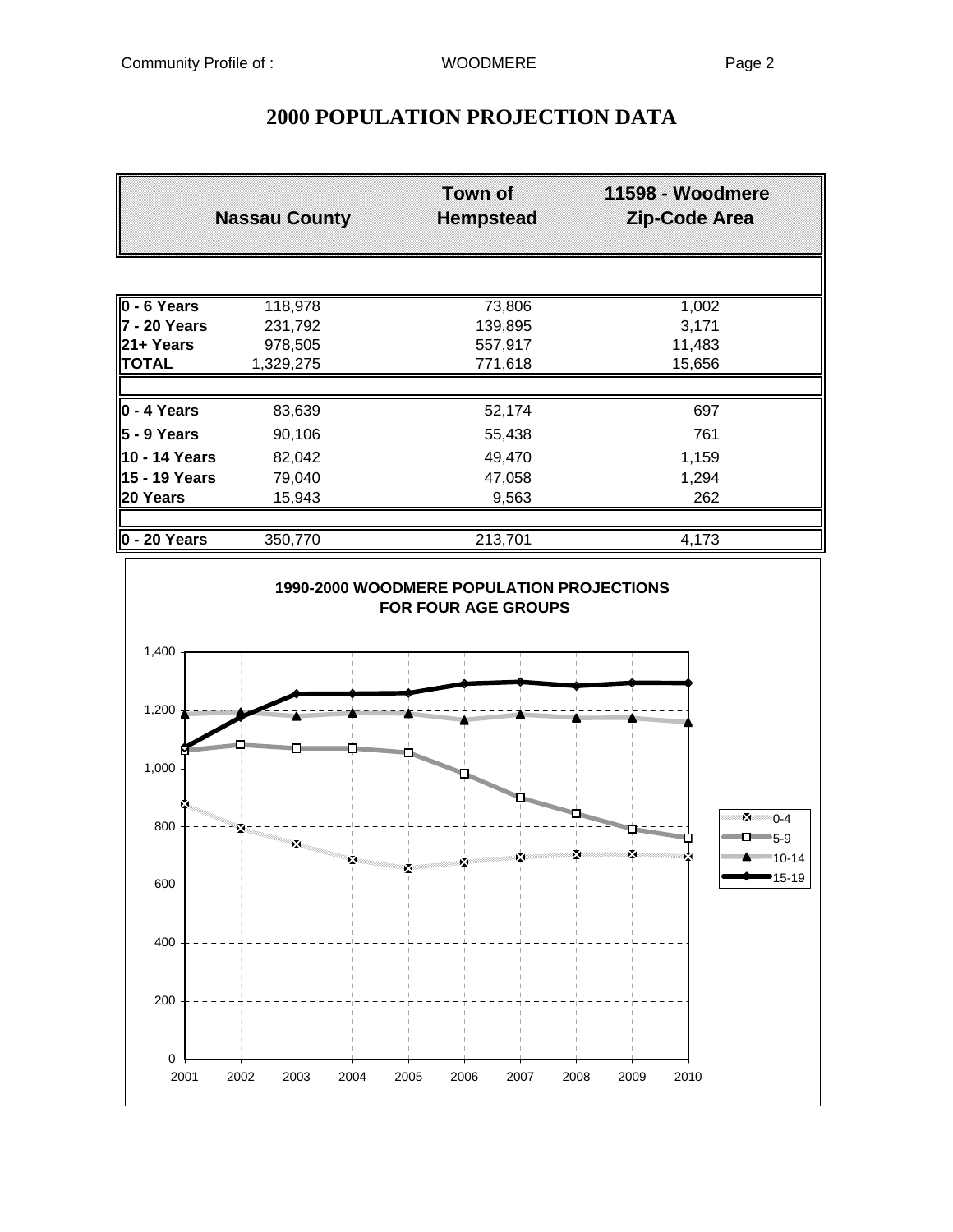# 2000 POPULATION PROJECTION DATA

| | Nassau County | Town of Hempstead | 11598 - Woodmere Zip-Code Area |
|---|---|---|---|
| **0 - 6 Years** | 118,978 | 73,806 | 1,002 |
| **7 - 20 Years** | 231,792 | 139,895 | 3,171 |
| **21+ Years** | 978,505 | 557,917 | 11,483 |
| **TOTAL** | 1,329,275 | 771,618 | 15,656 |
| | | | |
| **0 - 4 Years** | 83,639 | 52,174 | 697 |
| **5 - 9 Years** | 90,106 | 55,438 | 761 |
| **10 - 14 Years** | 82,042 | 49,470 | 1,159 |
| **15 - 19 Years** | 79,040 | 47,058 | 1,294 |
| **20 Years** | 15,943 | 9,563 | 262 |
| | | | |
| **0 - 20 Years** | 350,770 | 213,701 | 4,173 |

**1990-2000 WOODMERE POPULATION PROJECTIONS FOR FOUR AGE GROUPS**

Legend: 0-4, 5-9, 10-14, 15-19

Y-axis: 0, 200, 400, 600, 800, 1,000, 1,200, 1,400

X-axis: 2001, 2002, 2003, 2004, 2005, 2006, 2007, 2008, 2009, 2010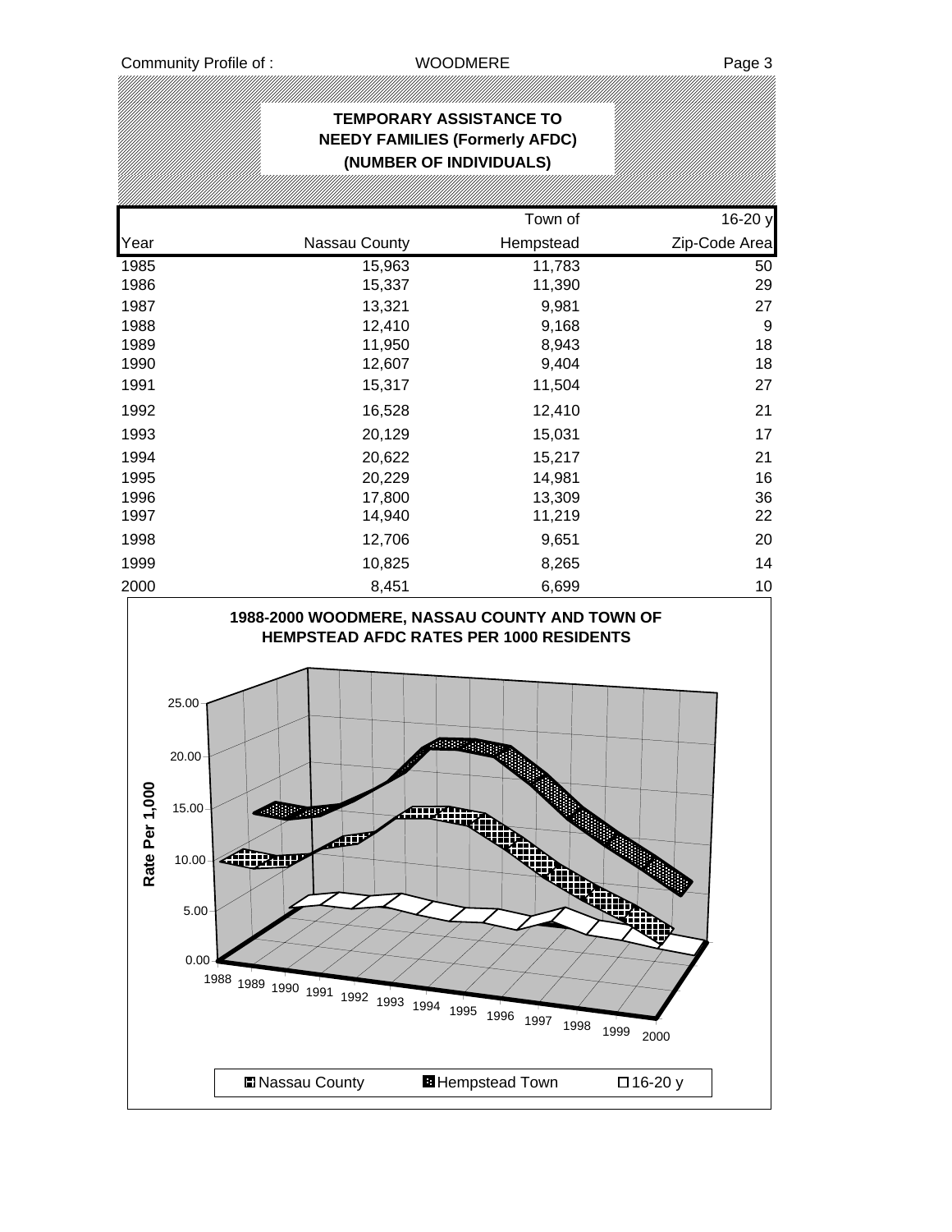## TEMPORARY ASSISTANCE TO NEEDY FAMILIES (Formerly AFDC) (NUMBER OF INDIVIDUALS)

| Year | Nassau County | Town of Hempstead | 16-20 y Zip-Code Area |
|---|---|---|---|
| 1985 | 15,963 | 11,783 | 50 |
| 1986 | 15,337 | 11,390 | 29 |
| 1987 | 13,321 | 9,981 | 27 |
| 1988 | 12,410 | 9,168 | 9 |
| 1989 | 11,950 | 8,943 | 18 |
| 1990 | 12,607 | 9,404 | 18 |
| 1991 | 15,317 | 11,504 | 27 |
| 1992 | 16,528 | 12,410 | 21 |
| 1993 | 20,129 | 15,031 | 17 |
| 1994 | 20,622 | 15,217 | 21 |
| 1995 | 20,229 | 14,981 | 16 |
| 1996 | 17,800 | 13,309 | 36 |
| 1997 | 14,940 | 11,219 | 22 |
| 1998 | 12,706 | 9,651 | 20 |
| 1999 | 10,825 | 8,265 | 14 |
| 2000 | 8,451 | 6,699 | 10 |

### 1988-2000 WOODMERE, NASSAU COUNTY AND TOWN OF HEMPSTEAD AFDC RATES PER 1000 RESIDENTS

Rate Per 1,000: 0.00, 5.00, 10.00, 15.00, 20.00, 25.00

Years: 1988, 1989, 1990, 1991, 1992, 1993, 1994, 1995, 1996, 1997, 1998, 1999, 2000

Legend: Nassau County, Hempstead Town, 16-20 y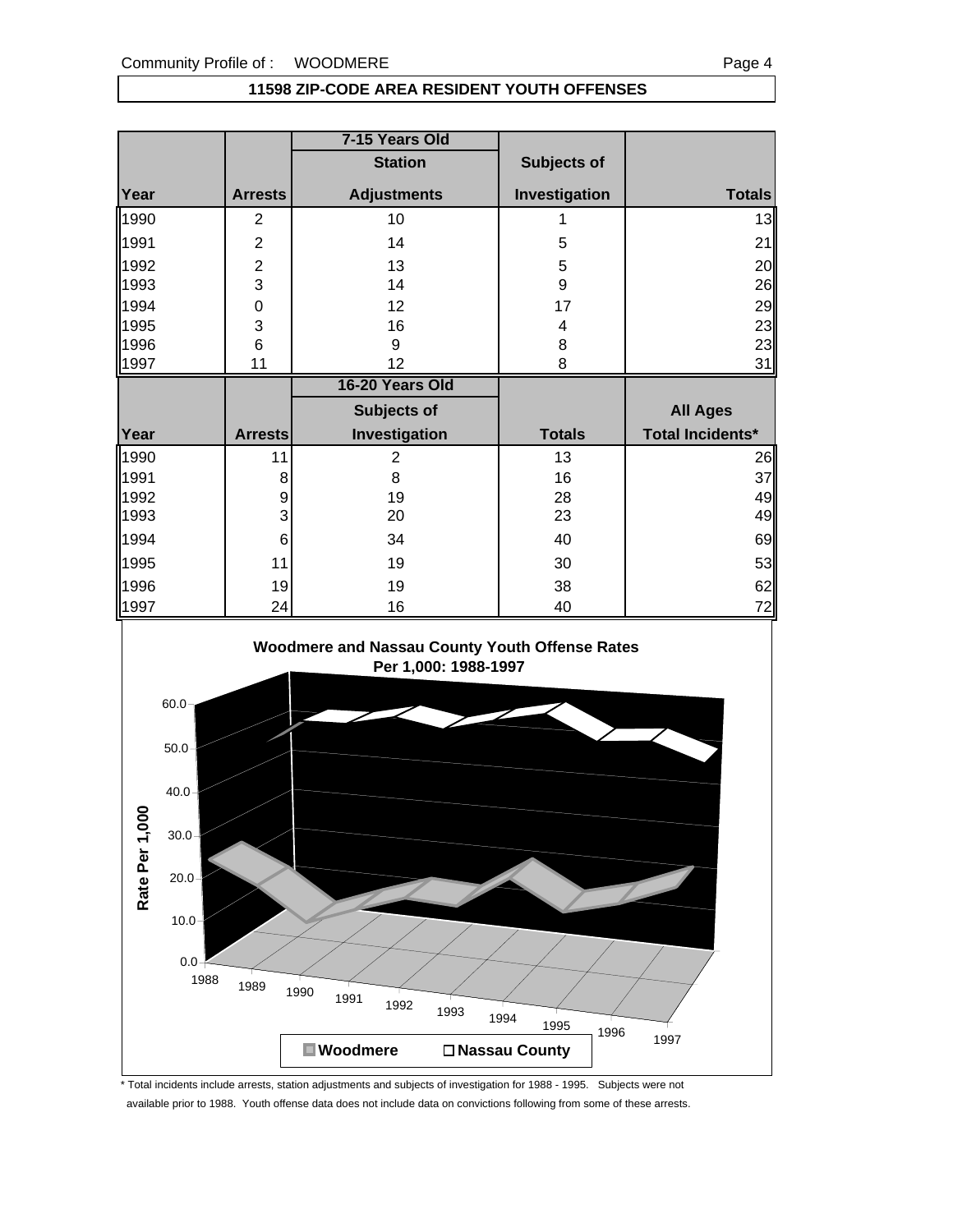## 11598 ZIP-CODE AREA RESIDENT YOUTH OFFENSES

| | | 7-15 Years Old | | |
|---|---|---|---|---|
| | | Station | Subjects of | |
| Year | Arrests | Adjustments | Investigation | Totals |
| 1990 | 2 | 10 | 1 | 13 |
| 1991 | 2 | 14 | 5 | 21 |
| 1992 | 2 | 13 | 5 | 20 |
| 1993 | 3 | 14 | 9 | 26 |
| 1994 | 0 | 12 | 17 | 29 |
| 1995 | 3 | 16 | 4 | 23 |
| 1996 | 6 | 9 | 8 | 23 |
| 1997 | 11 | 12 | 8 | 31 |

| | | 16-20 Years Old | | |
|---|---|---|---|---|
| | | Subjects of | | All Ages |
| Year | Arrests | Investigation | Totals | Total Incidents* |
| 1990 | 11 | 2 | 13 | 26 |
| 1991 | 8 | 8 | 16 | 37 |
| 1992 | 9 | 19 | 28 | 49 |
| 1993 | 3 | 20 | 23 | 49 |
| 1994 | 6 | 34 | 40 | 69 |
| 1995 | 11 | 19 | 30 | 53 |
| 1996 | 19 | 19 | 38 | 62 |
| 1997 | 24 | 16 | 40 | 72 |

**Woodmere and Nassau County Youth Offense Rates Per 1,000: 1988-1997**

Rate Per 1,000

Woodmere | Nassau County

\* Total incidents include arrests, station adjustments and subjects of investigation for 1988 - 1995. Subjects were not available prior to 1988. Youth offense data does not include data on convictions following from some of these arrests.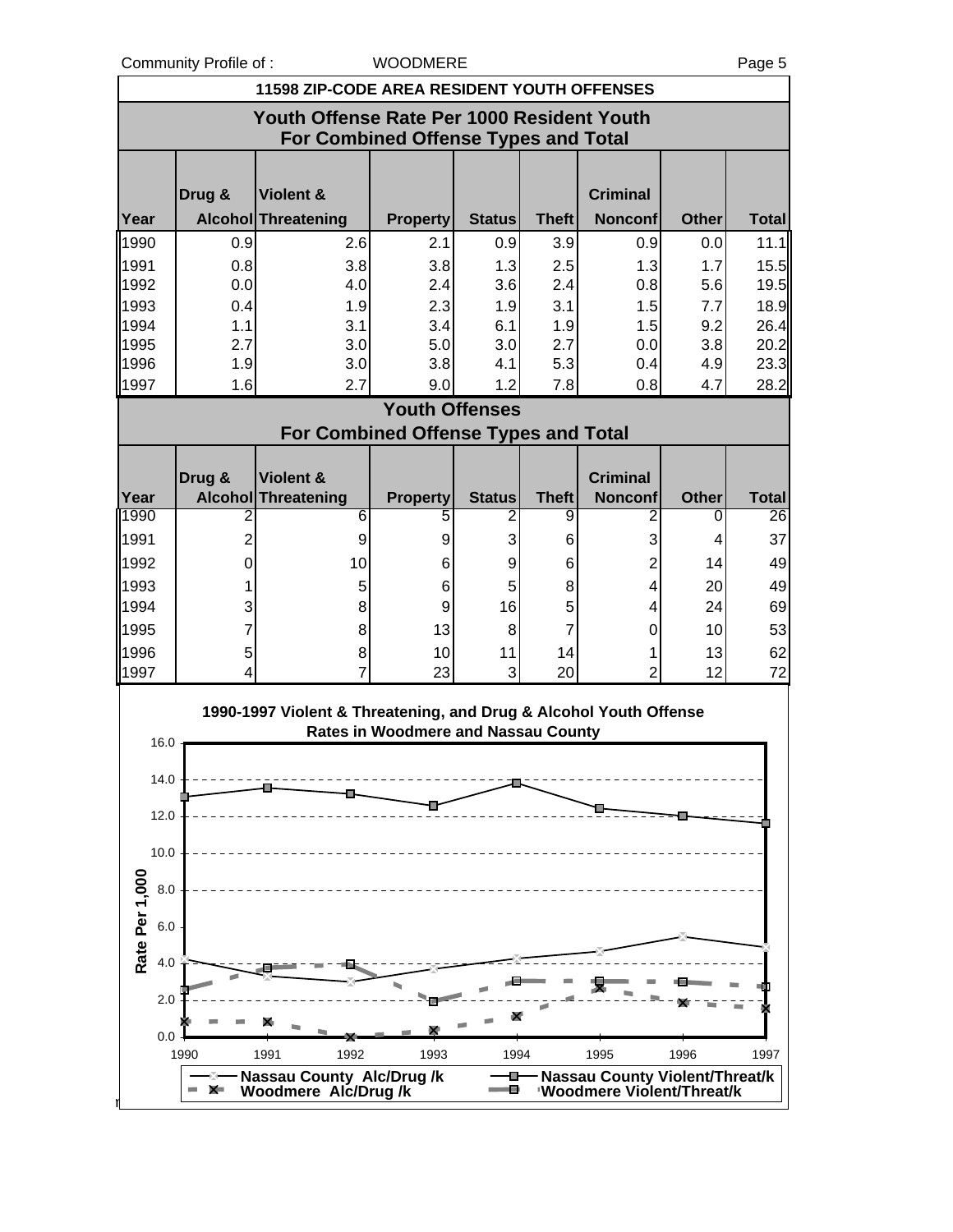## 11598 ZIP-CODE AREA RESIDENT YOUTH OFFENSES

### Youth Offense Rate Per 1000 Resident Youth For Combined Offense Types and Total

| Year | Drug & Alcohol | Violent & Threatening | Property | Status | Theft | Criminal Nonconf | Other | Total |
|---|---|---|---|---|---|---|---|---|
| 1990 | 0.9 | 2.6 | 2.1 | 0.9 | 3.9 | 0.9 | 0.0 | 11.1 |
| 1991 | 0.8 | 3.8 | 3.8 | 1.3 | 2.5 | 1.3 | 1.7 | 15.5 |
| 1992 | 0.0 | 4.0 | 2.4 | 3.6 | 2.4 | 0.8 | 5.6 | 19.5 |
| 1993 | 0.4 | 1.9 | 2.3 | 1.9 | 3.1 | 1.5 | 7.7 | 18.9 |
| 1994 | 1.1 | 3.1 | 3.4 | 6.1 | 1.9 | 1.5 | 9.2 | 26.4 |
| 1995 | 2.7 | 3.0 | 5.0 | 3.0 | 2.7 | 0.0 | 3.8 | 20.2 |
| 1996 | 1.9 | 3.0 | 3.8 | 4.1 | 5.3 | 0.4 | 4.9 | 23.3 |
| 1997 | 1.6 | 2.7 | 9.0 | 1.2 | 7.8 | 0.8 | 4.7 | 28.2 |

### Youth Offenses For Combined Offense Types and Total

| Year | Drug & Alcohol | Violent & Threatening | Property | Status | Theft | Criminal Nonconf | Other | Total |
|---|---|---|---|---|---|---|---|---|
| 1990 | 2 | 6 | 5 | 2 | 9 | 2 | 0 | 26 |
| 1991 | 2 | 9 | 9 | 3 | 6 | 3 | 4 | 37 |
| 1992 | 0 | 10 | 6 | 9 | 6 | 2 | 14 | 49 |
| 1993 | 1 | 5 | 6 | 5 | 8 | 4 | 20 | 49 |
| 1994 | 3 | 8 | 9 | 16 | 5 | 4 | 24 | 69 |
| 1995 | 7 | 8 | 13 | 8 | 7 | 0 | 10 | 53 |
| 1996 | 5 | 8 | 10 | 11 | 14 | 1 | 13 | 62 |
| 1997 | 4 | 7 | 23 | 3 | 20 | 2 | 12 | 72 |

**1990-1997 Violent & Threatening, and Drug & Alcohol Youth Offense Rates in Woodmere and Nassau County**

Rate Per 1,000

Legend: Nassau County Alc/Drug /k; Woodmere Alc/Drug /k; Nassau County Violent/Threat/k; Woodmere Violent/Threat/k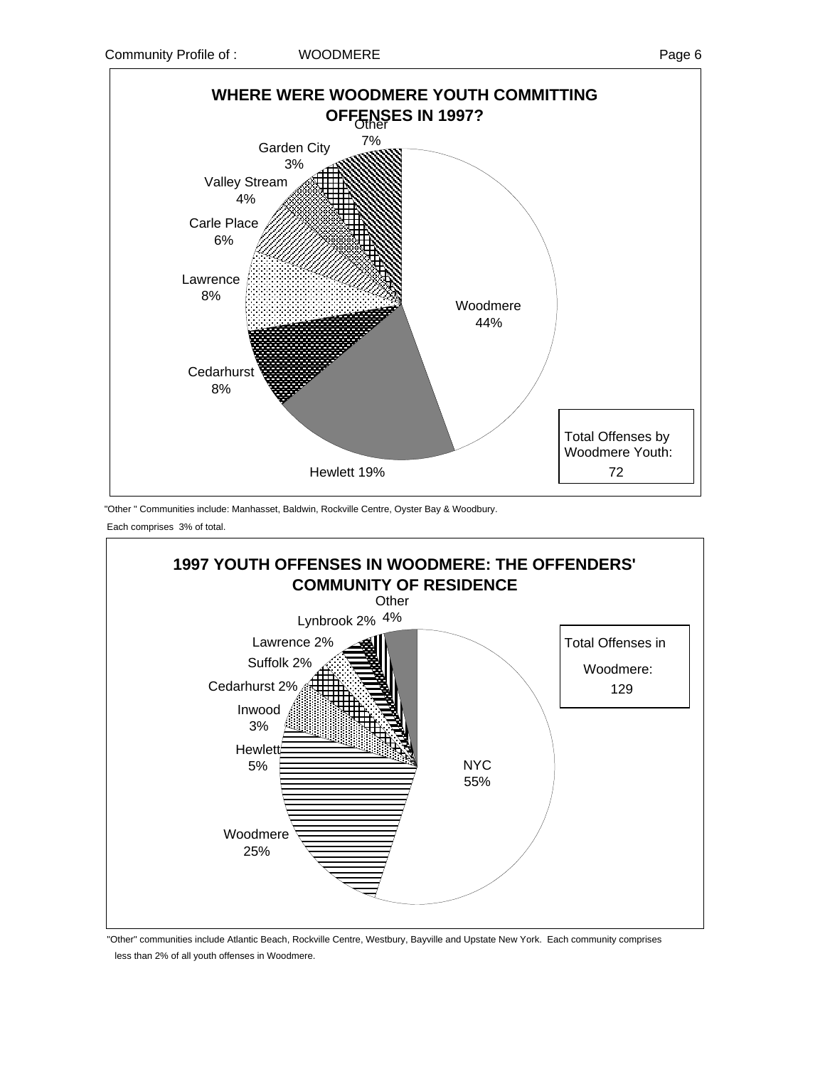## WHERE WERE WOODMERE YOUTH COMMITTING OFFENSES IN 1997?

| Community | Percent |
|---|---|
| Woodmere | 44% |
| Hewlett | 19% |
| Cedarhurst | 8% |
| Lawrence | 8% |
| Carle Place | 6% |
| Valley Stream | 4% |
| Garden City | 3% |
| Other | 7% |

Total Offenses by Woodmere Youth: 72

"Other " Communities include: Manhasset, Baldwin, Rockville Centre, Oyster Bay & Woodbury.

Each comprises 3% of total.

## 1997 YOUTH OFFENSES IN WOODMERE: THE OFFENDERS' COMMUNITY OF RESIDENCE

| Community | Percent |
|---|---|
| NYC | 55% |
| Woodmere | 25% |
| Hewlett | 5% |
| Inwood | 3% |
| Cedarhurst | 2% |
| Suffolk | 2% |
| Lawrence | 2% |
| Lynbrook | 2% |
| Other | 4% |

Total Offenses in Woodmere: 129

"Other" communities include Atlantic Beach, Rockville Centre, Westbury, Bayville and Upstate New York. Each community comprises less than 2% of all youth offenses in Woodmere.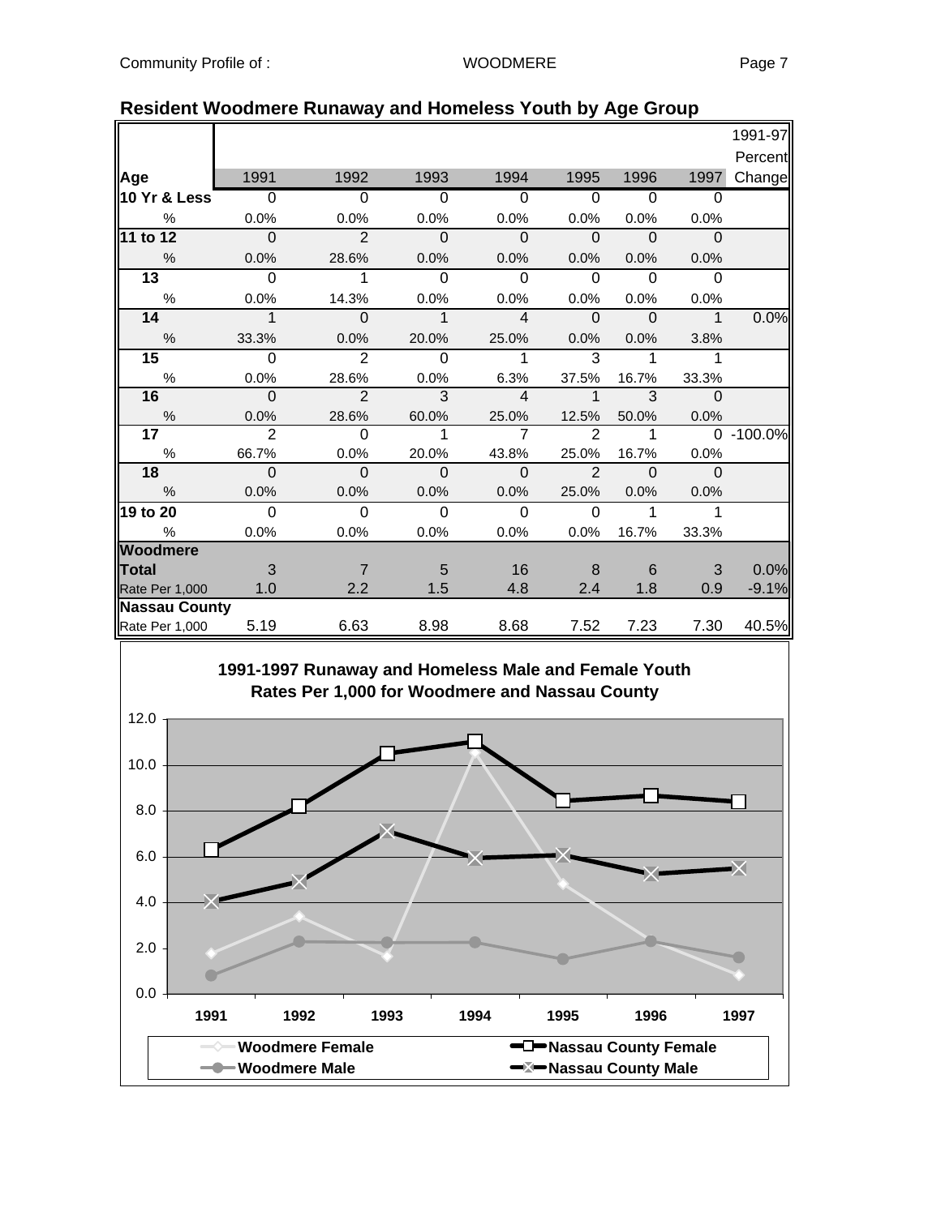## Resident Woodmere Runaway and Homeless Youth by Age Group

| Age | 1991 | 1992 | 1993 | 1994 | 1995 | 1996 | 1997 | 1991-97 Percent Change |
|---|---|---|---|---|---|---|---|---|
| **10 Yr & Less** | 0 | 0 | 0 | 0 | 0 | 0 | 0 | |
| % | 0.0% | 0.0% | 0.0% | 0.0% | 0.0% | 0.0% | 0.0% | |
| **11 to 12** | 0 | 2 | 0 | 0 | 0 | 0 | 0 | |
| % | 0.0% | 28.6% | 0.0% | 0.0% | 0.0% | 0.0% | 0.0% | |
| **13** | 0 | 1 | 0 | 0 | 0 | 0 | 0 | |
| % | 0.0% | 14.3% | 0.0% | 0.0% | 0.0% | 0.0% | 0.0% | |
| **14** | 1 | 0 | 1 | 4 | 0 | 0 | 1 | 0.0% |
| % | 33.3% | 0.0% | 20.0% | 25.0% | 0.0% | 0.0% | 3.8% | |
| **15** | 0 | 2 | 0 | 1 | 3 | 1 | 1 | |
| % | 0.0% | 28.6% | 0.0% | 6.3% | 37.5% | 16.7% | 33.3% | |
| **16** | 0 | 2 | 3 | 4 | 1 | 3 | 0 | |
| % | 0.0% | 28.6% | 60.0% | 25.0% | 12.5% | 50.0% | 0.0% | |
| **17** | 2 | 0 | 1 | 7 | 2 | 1 | 0 | -100.0% |
| % | 66.7% | 0.0% | 20.0% | 43.8% | 25.0% | 16.7% | 0.0% | |
| **18** | 0 | 0 | 0 | 0 | 2 | 0 | 0 | |
| % | 0.0% | 0.0% | 0.0% | 0.0% | 25.0% | 0.0% | 0.0% | |
| **19 to 20** | 0 | 0 | 0 | 0 | 0 | 1 | 1 | |
| % | 0.0% | 0.0% | 0.0% | 0.0% | 0.0% | 16.7% | 33.3% | |
| **Woodmere Total** | 3 | 7 | 5 | 16 | 8 | 6 | 3 | 0.0% |
| Rate Per 1,000 | 1.0 | 2.2 | 1.5 | 4.8 | 2.4 | 1.8 | 0.9 | -9.1% |
| **Nassau County** | | | | | | | | |
| Rate Per 1,000 | 5.19 | 6.63 | 8.98 | 8.68 | 7.52 | 7.23 | 7.30 | 40.5% |

**1991-1997 Runaway and Homeless Male and Female Youth Rates Per 1,000 for Woodmere and Nassau County**

Legend: Woodmere Female; Woodmere Male; Nassau County Female; Nassau County Male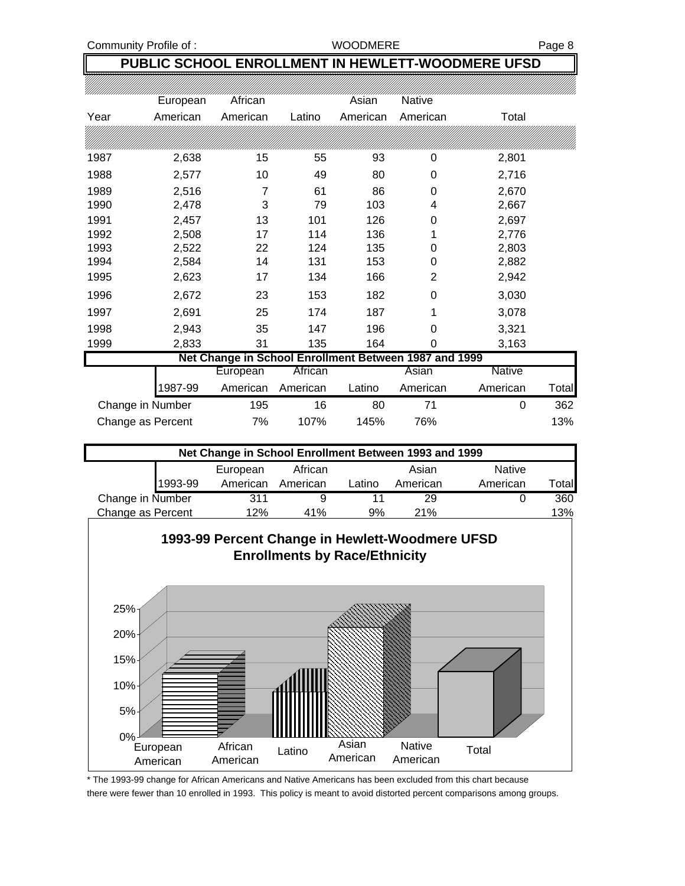## PUBLIC SCHOOL ENROLLMENT IN HEWLETT-WOODMERE UFSD

| Year | European American | African American | Latino | Asian American | Native American | Total |
|---|---|---|---|---|---|---|
| 1987 | 2,638 | 15 | 55 | 93 | 0 | 2,801 |
| 1988 | 2,577 | 10 | 49 | 80 | 0 | 2,716 |
| 1989 | 2,516 | 7 | 61 | 86 | 0 | 2,670 |
| 1990 | 2,478 | 3 | 79 | 103 | 4 | 2,667 |
| 1991 | 2,457 | 13 | 101 | 126 | 0 | 2,697 |
| 1992 | 2,508 | 17 | 114 | 136 | 1 | 2,776 |
| 1993 | 2,522 | 22 | 124 | 135 | 0 | 2,803 |
| 1994 | 2,584 | 14 | 131 | 153 | 0 | 2,882 |
| 1995 | 2,623 | 17 | 134 | 166 | 2 | 2,942 |
| 1996 | 2,672 | 23 | 153 | 182 | 0 | 3,030 |
| 1997 | 2,691 | 25 | 174 | 187 | 1 | 3,078 |
| 1998 | 2,943 | 35 | 147 | 196 | 0 | 3,321 |
| 1999 | 2,833 | 31 | 135 | 164 | 0 | 3,163 |

**Net Change in School Enrollment Between 1987 and 1999**

| 1987-99 | European American | African American | Latino | Asian American | Native American | Total |
|---|---|---|---|---|---|---|
| Change in Number | 195 | 16 | 80 | 71 | 0 | 362 |
| Change as Percent | 7% | 107% | 145% | 76% | | 13% |

**Net Change in School Enrollment Between 1993 and 1999**

| 1993-99 | European American | African American | Latino | Asian American | Native American | Total |
|---|---|---|---|---|---|---|
| Change in Number | 311 | 9 | 11 | 29 | 0 | 360 |
| Change as Percent | 12% | 41% | 9% | 21% | | 13% |

**1993-99 Percent Change in Hewlett-Woodmere UFSD Enrollments by Race/Ethnicity**

\* The 1993-99 change for African Americans and Native Americans has been excluded from this chart because there were fewer than 10 enrolled in 1993. This policy is meant to avoid distorted percent comparisons among groups.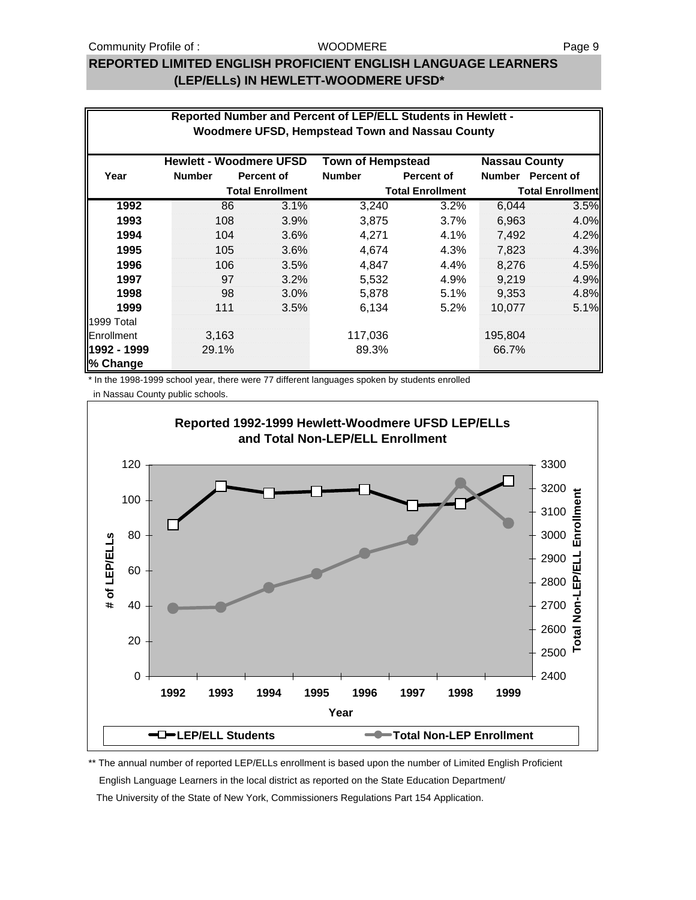## REPORTED LIMITED ENGLISH PROFICIENT ENGLISH LANGUAGE LEARNERS (LEP/ELLs) IN HEWLETT-WOODMERE UFSD*

**Reported Number and Percent of LEP/ELL Students in Hewlett - Woodmere UFSD, Hempstead Town and Nassau County**

| Year | Hewlett - Woodmere UFSD | | Town of Hempstead | | Nassau County | |
|---|---|---|---|---|---|---|
| | Number | Percent of Total Enrollment | Number | Percent of Total Enrollment | Number | Percent of Total Enrollment |
| **1992** | 86 | 3.1% | 3,240 | 3.2% | 6,044 | 3.5% |
| **1993** | 108 | 3.9% | 3,875 | 3.7% | 6,963 | 4.0% |
| **1994** | 104 | 3.6% | 4,271 | 4.1% | 7,492 | 4.2% |
| **1995** | 105 | 3.6% | 4,674 | 4.3% | 7,823 | 4.3% |
| **1996** | 106 | 3.5% | 4,847 | 4.4% | 8,276 | 4.5% |
| **1997** | 97 | 3.2% | 5,532 | 4.9% | 9,219 | 4.9% |
| **1998** | 98 | 3.0% | 5,878 | 5.1% | 9,353 | 4.8% |
| **1999** | 111 | 3.5% | 6,134 | 5.2% | 10,077 | 5.1% |
| 1999 Total Enrollment | 3,163 | | 117,036 | | 195,804 | |
| **1992 - 1999 % Change** | 29.1% | | 89.3% | | 66.7% | |

\* In the 1998-1999 school year, there were 77 different languages spoken by students enrolled in Nassau County public schools.

**Reported 1992-1999 Hewlett-Woodmere UFSD LEP/ELLs and Total Non-LEP/ELL Enrollment**

\*\* The annual number of reported LEP/ELLs enrollment is based upon the number of Limited English Proficient English Language Learners in the local district as reported on the State Education Department/ The University of the State of New York, Commissioners Regulations Part 154 Application.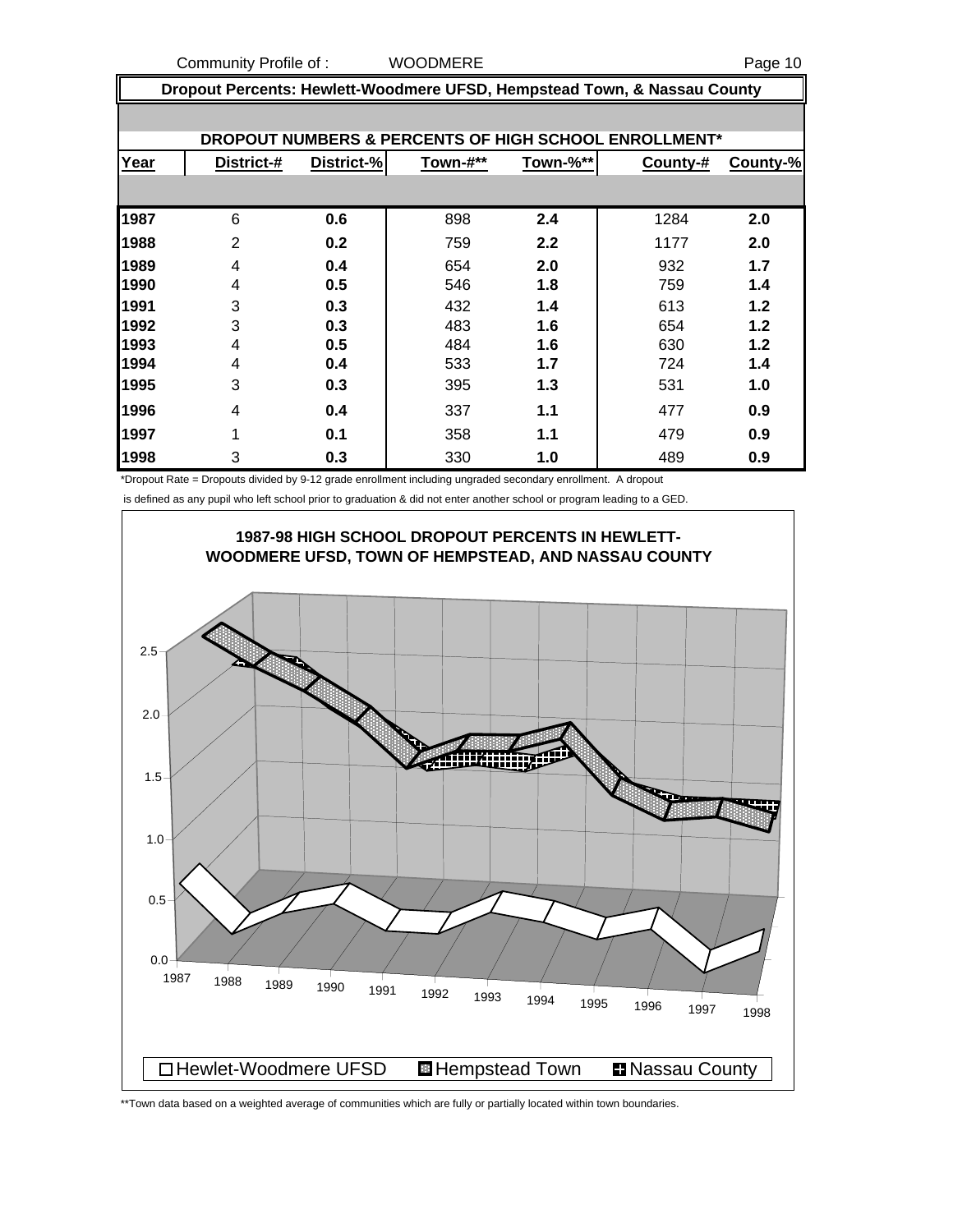## Dropout Percents: Hewlett-Woodmere UFSD, Hempstead Town, & Nassau County

### DROPOUT NUMBERS & PERCENTS OF HIGH SCHOOL ENROLLMENT*

| Year | District-# | District-% | Town-#** | Town-%** | County-# | County-% |
|---|---|---|---|---|---|---|
| 1987 | 6 | **0.6** | 898 | **2.4** | 1284 | **2.0** |
| 1988 | 2 | **0.2** | 759 | **2.2** | 1177 | **2.0** |
| 1989 | 4 | **0.4** | 654 | **2.0** | 932 | **1.7** |
| 1990 | 4 | **0.5** | 546 | **1.8** | 759 | **1.4** |
| 1991 | 3 | **0.3** | 432 | **1.4** | 613 | **1.2** |
| 1992 | 3 | **0.3** | 483 | **1.6** | 654 | **1.2** |
| 1993 | 4 | **0.5** | 484 | **1.6** | 630 | **1.2** |
| 1994 | 4 | **0.4** | 533 | **1.7** | 724 | **1.4** |
| 1995 | 3 | **0.3** | 395 | **1.3** | 531 | **1.0** |
| 1996 | 4 | **0.4** | 337 | **1.1** | 477 | **0.9** |
| 1997 | 1 | **0.1** | 358 | **1.1** | 479 | **0.9** |
| 1998 | 3 | **0.3** | 330 | **1.0** | 489 | **0.9** |

*Dropout Rate = Dropouts divided by 9-12 grade enrollment including ungraded secondary enrollment. A dropout is defined as any pupil who left school prior to graduation & did not enter another school or program leading to a GED.

**1987-98 HIGH SCHOOL DROPOUT PERCENTS IN HEWLETT-WOODMERE UFSD, TOWN OF HEMPSTEAD, AND NASSAU COUNTY**

Legend: Hewlet-Woodmere UFSD, Hempstead Town, Nassau County

**Town data based on a weighted average of communities which are fully or partially located within town boundaries.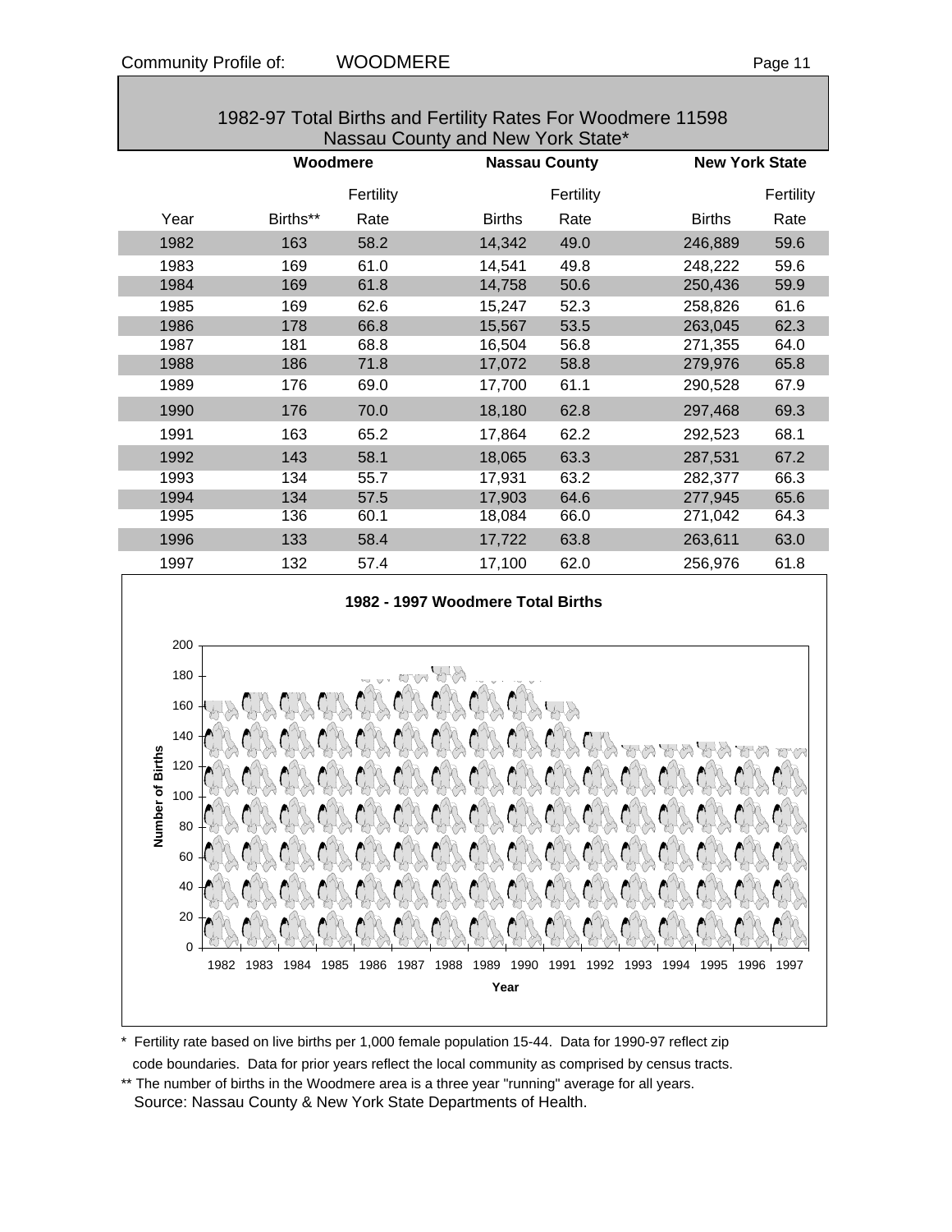## 1982-97 Total Births and Fertility Rates For Woodmere 11598 Nassau County and New York State*

| | Woodmere | | Nassau County | | New York State | |
|---|---|---|---|---|---|---|
| Year | Births** | Fertility Rate | Births | Fertility Rate | Births | Fertility Rate |
| 1982 | 163 | 58.2 | 14,342 | 49.0 | 246,889 | 59.6 |
| 1983 | 169 | 61.0 | 14,541 | 49.8 | 248,222 | 59.6 |
| 1984 | 169 | 61.8 | 14,758 | 50.6 | 250,436 | 59.9 |
| 1985 | 169 | 62.6 | 15,247 | 52.3 | 258,826 | 61.6 |
| 1986 | 178 | 66.8 | 15,567 | 53.5 | 263,045 | 62.3 |
| 1987 | 181 | 68.8 | 16,504 | 56.8 | 271,355 | 64.0 |
| 1988 | 186 | 71.8 | 17,072 | 58.8 | 279,976 | 65.8 |
| 1989 | 176 | 69.0 | 17,700 | 61.1 | 290,528 | 67.9 |
| 1990 | 176 | 70.0 | 18,180 | 62.8 | 297,468 | 69.3 |
| 1991 | 163 | 65.2 | 17,864 | 62.2 | 292,523 | 68.1 |
| 1992 | 143 | 58.1 | 18,065 | 63.3 | 287,531 | 67.2 |
| 1993 | 134 | 55.7 | 17,931 | 63.2 | 282,377 | 66.3 |
| 1994 | 134 | 57.5 | 17,903 | 64.6 | 277,945 | 65.6 |
| 1995 | 136 | 60.1 | 18,084 | 66.0 | 271,042 | 64.3 |
| 1996 | 133 | 58.4 | 17,722 | 63.8 | 263,611 | 63.0 |
| 1997 | 132 | 57.4 | 17,100 | 62.0 | 256,976 | 61.8 |

**1982 - 1997 Woodmere Total Births**

\* Fertility rate based on live births per 1,000 female population 15-44. Data for 1990-97 reflect zip code boundaries. Data for prior years reflect the local community as comprised by census tracts.

\*\* The number of births in the Woodmere area is a three year "running" average for all years.

Source: Nassau County & New York State Departments of Health.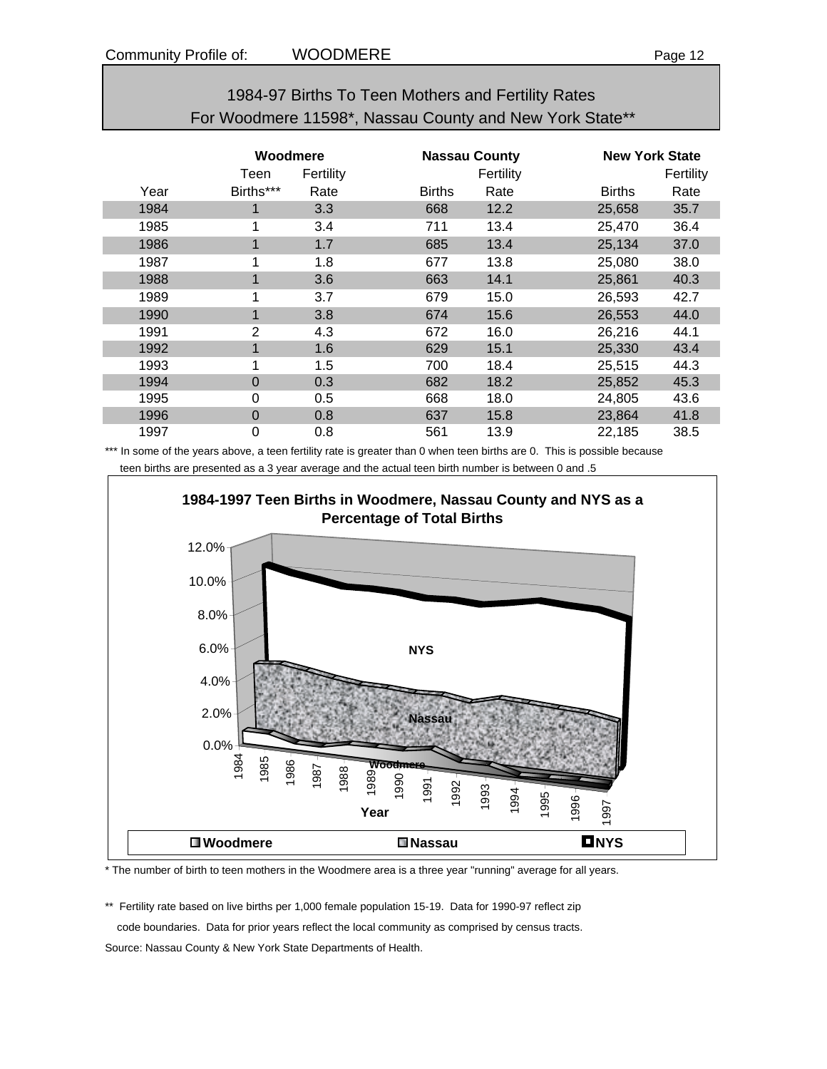Community Profile of: WOODMERE

## 1984-97 Births To Teen Mothers and Fertility Rates For Woodmere 11598*, Nassau County and New York State**

| | Woodmere | | Nassau County | | New York State | |
|---|---|---|---|---|---|---|
| Year | Teen Births*** | Fertility Rate | Births | Fertility Rate | Births | Fertility Rate |
| 1984 | 1 | 3.3 | 668 | 12.2 | 25,658 | 35.7 |
| 1985 | 1 | 3.4 | 711 | 13.4 | 25,470 | 36.4 |
| 1986 | 1 | 1.7 | 685 | 13.4 | 25,134 | 37.0 |
| 1987 | 1 | 1.8 | 677 | 13.8 | 25,080 | 38.0 |
| 1988 | 1 | 3.6 | 663 | 14.1 | 25,861 | 40.3 |
| 1989 | 1 | 3.7 | 679 | 15.0 | 26,593 | 42.7 |
| 1990 | 1 | 3.8 | 674 | 15.6 | 26,553 | 44.0 |
| 1991 | 2 | 4.3 | 672 | 16.0 | 26,216 | 44.1 |
| 1992 | 1 | 1.6 | 629 | 15.1 | 25,330 | 43.4 |
| 1993 | 1 | 1.5 | 700 | 18.4 | 25,515 | 44.3 |
| 1994 | 0 | 0.3 | 682 | 18.2 | 25,852 | 45.3 |
| 1995 | 0 | 0.5 | 668 | 18.0 | 24,805 | 43.6 |
| 1996 | 0 | 0.8 | 637 | 15.8 | 23,864 | 41.8 |
| 1997 | 0 | 0.8 | 561 | 13.9 | 22,185 | 38.5 |

*** In some of the years above, a teen fertility rate is greater than 0 when teen births are 0. This is possible because teen births are presented as a 3 year average and the actual teen birth number is between 0 and .5

**1984-1997 Teen Births in Woodmere, Nassau County and NYS as a Percentage of Total Births**

* The number of birth to teen mothers in the Woodmere area is a three year "running" average for all years.

** Fertility rate based on live births per 1,000 female population 15-19. Data for 1990-97 reflect zip code boundaries. Data for prior years reflect the local community as comprised by census tracts.

Source: Nassau County & New York State Departments of Health.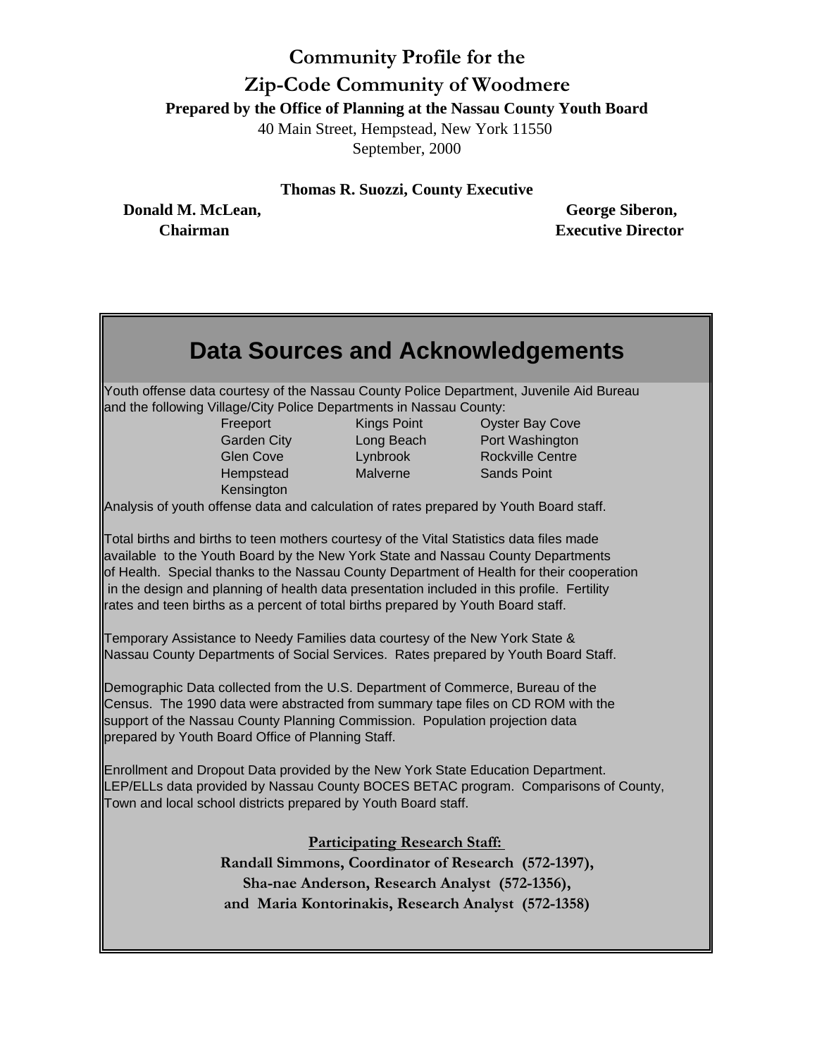# Community Profile for the

# Zip-Code Community of Woodmere

**Prepared by the Office of Planning at the Nassau County Youth Board**

40 Main Street, Hempstead, New York 11550

September, 2000

**Thomas R. Suozzi, County Executive**

**Donald M. McLean, Chairman**

**George Siberon, Executive Director**

## Data Sources and Acknowledgements

Youth offense data courtesy of the Nassau County Police Department, Juvenile Aid Bureau and the following Village/City Police Departments in Nassau County:

| | | |
|---|---|---|
| Freeport | Kings Point | Oyster Bay Cove |
| Garden City | Long Beach | Port Washington |
| Glen Cove | Lynbrook | Rockville Centre |
| Hempstead | Malverne | Sands Point |
| Kensington | | |

Analysis of youth offense data and calculation of rates prepared by Youth Board staff.

Total births and births to teen mothers courtesy of the Vital Statistics data files made available to the Youth Board by the New York State and Nassau County Departments of Health. Special thanks to the Nassau County Department of Health for their cooperation in the design and planning of health data presentation included in this profile. Fertility rates and teen births as a percent of total births prepared by Youth Board staff.

Temporary Assistance to Needy Families data courtesy of the New York State & Nassau County Departments of Social Services. Rates prepared by Youth Board Staff.

Demographic Data collected from the U.S. Department of Commerce, Bureau of the Census. The 1990 data were abstracted from summary tape files on CD ROM with the support of the Nassau County Planning Commission. Population projection data prepared by Youth Board Office of Planning Staff.

Enrollment and Dropout Data provided by the New York State Education Department. LEP/ELLs data provided by Nassau County BOCES BETAC program. Comparisons of County, Town and local school districts prepared by Youth Board staff.

**Participating Research Staff:**

**Randall Simmons, Coordinator of Research (572-1397),**
**Sha-nae Anderson, Research Analyst (572-1356),**
**and Maria Kontorinakis, Research Analyst (572-1358)**